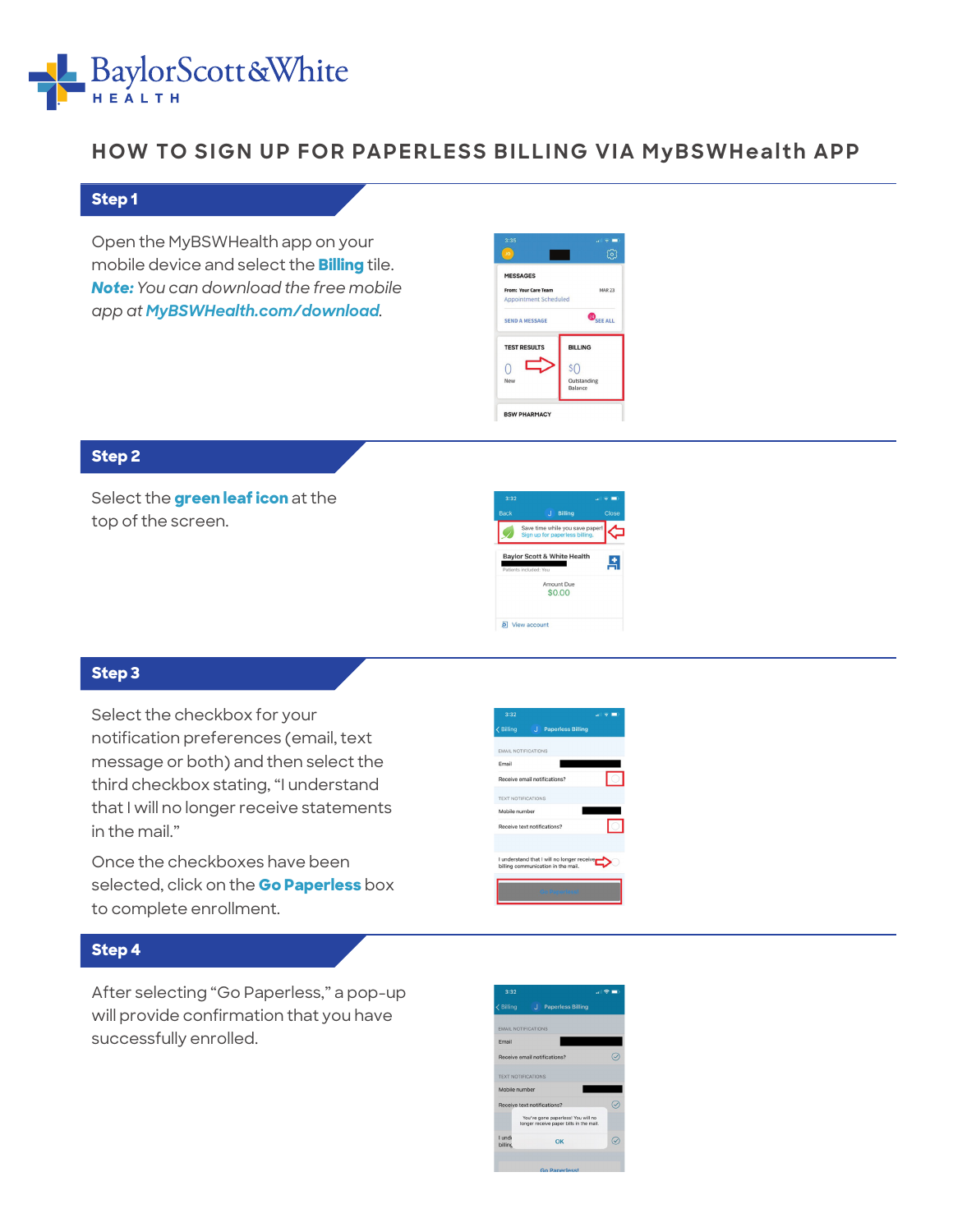Baylor Scott & White HEALTH

# HOW TO SIGN UP FOR PAPERLESS BILLING VIA MyBSWHealth APP

## Step 1

Open the MyBSWHealth app on your mobile device and select the **Billing** tile. ***Note:*** *You can download the free mobile app at* ***MyBSWHealth.com/download****.*

## Step 2

Select the **green leaf icon** at the top of the screen.

## Step 3

Select the checkbox for your notification preferences (email, text message or both) and then select the third checkbox stating, "I understand that I will no longer receive statements in the mail."

Once the checkboxes have been selected, click on the **Go Paperless** box to complete enrollment.

## Step 4

After selecting "Go Paperless," a pop-up will provide confirmation that you have successfully enrolled.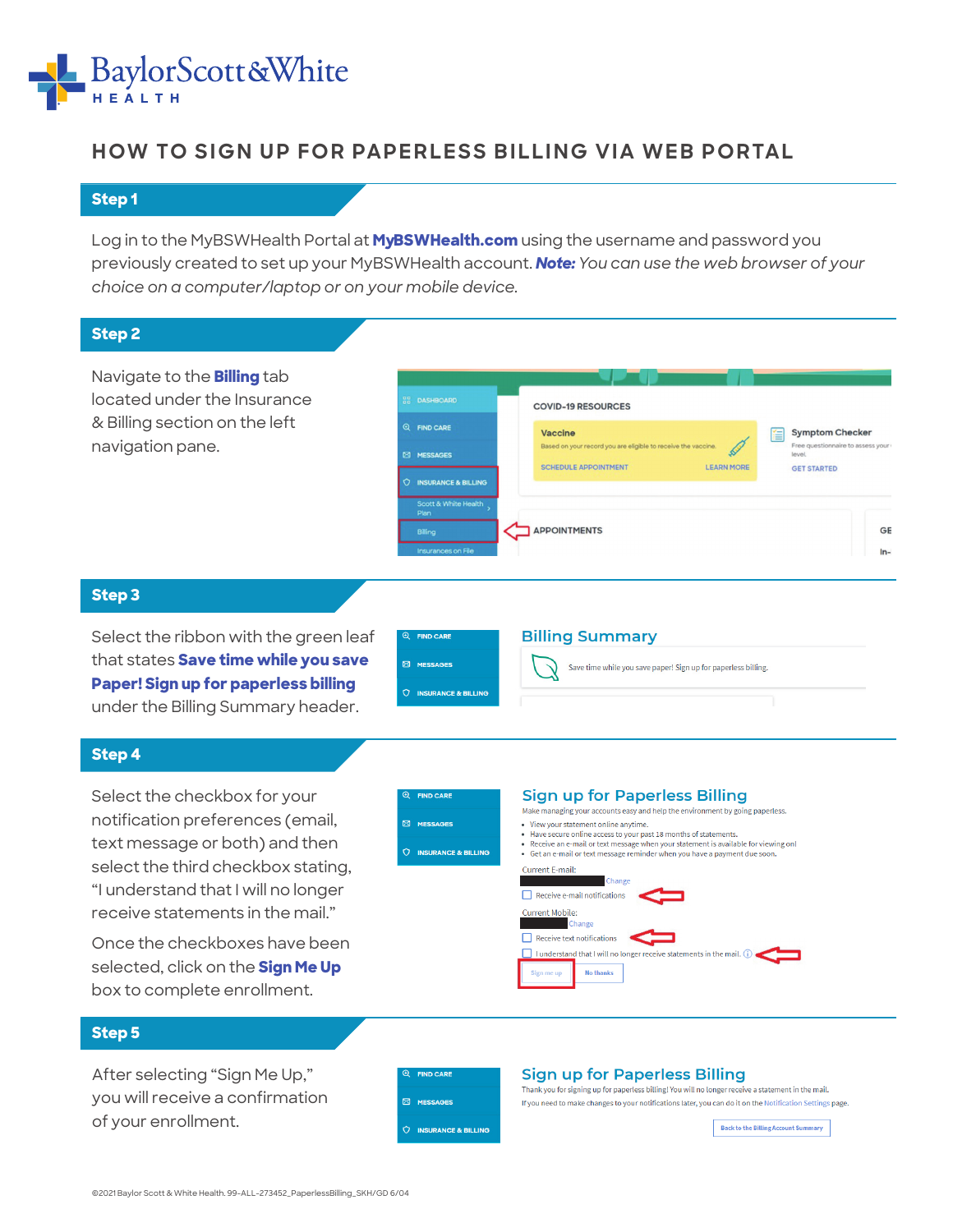BaylorScott&White HEALTH

# HOW TO SIGN UP FOR PAPERLESS BILLING VIA WEB PORTAL

## Step 1

Log in to the MyBSWHealth Portal at **MyBSWHealth.com** using the username and password you previously created to set up your MyBSWHealth account. ***Note:*** *You can use the web browser of your choice on a computer/laptop or on your mobile device.*

## Step 2

Navigate to the **Billing** tab located under the Insurance & Billing section on the left navigation pane.

DASHBOARD
FIND CARE
MESSAGES
INSURANCE & BILLING
Scott & White Health Plan
Billing
Insurances on File

COVID-19 RESOURCES
Vaccine
Based on your record you are eligible to receive the vaccine.
SCHEDULE APPOINTMENT
LEARN MORE
Symptom Checker
Free questionnaire to assess your level.
GET STARTED
APPOINTMENTS

## Step 3

Select the ribbon with the green leaf that states **Save time while you save Paper! Sign up for paperless billing** under the Billing Summary header.

FIND CARE
MESSAGES
INSURANCE & BILLING

Billing Summary
Save time while you save paper! Sign up for paperless billing.

## Step 4

Select the checkbox for your notification preferences (email, text message or both) and then select the third checkbox stating, "I understand that I will no longer receive statements in the mail."

Once the checkboxes have been selected, click on the **Sign Me Up** box to complete enrollment.

FIND CARE
MESSAGES
INSURANCE & BILLING

Sign up for Paperless Billing
Make managing your accounts easy and help the environment by going paperless.

- View your statement online anytime.
- Have secure online access to your past 18 months of statements.
- Receive an e-mail or text message when your statement is available for viewing onl
- Get an e-mail or text message reminder when you have a payment due soon.

Current E-mail:
Change
Receive e-mail notifications
Current Mobile:
Change
Receive text notifications
I understand that I will no longer receive statements in the mail.
Sign me up
No thanks

## Step 5

After selecting "Sign Me Up," you will receive a confirmation of your enrollment.

FIND CARE
MESSAGES
INSURANCE & BILLING

Sign up for Paperless Billing
Thank you for signing up for paperless billing! You will no longer receive a statement in the mail.
If you need to make changes to your notifications later, you can do it on the Notification Settings page.
Back to the Billing Account Summary

©2021 Baylor Scott & White Health. 99-ALL-273452_PaperlessBilling_SKH/GD 6/04